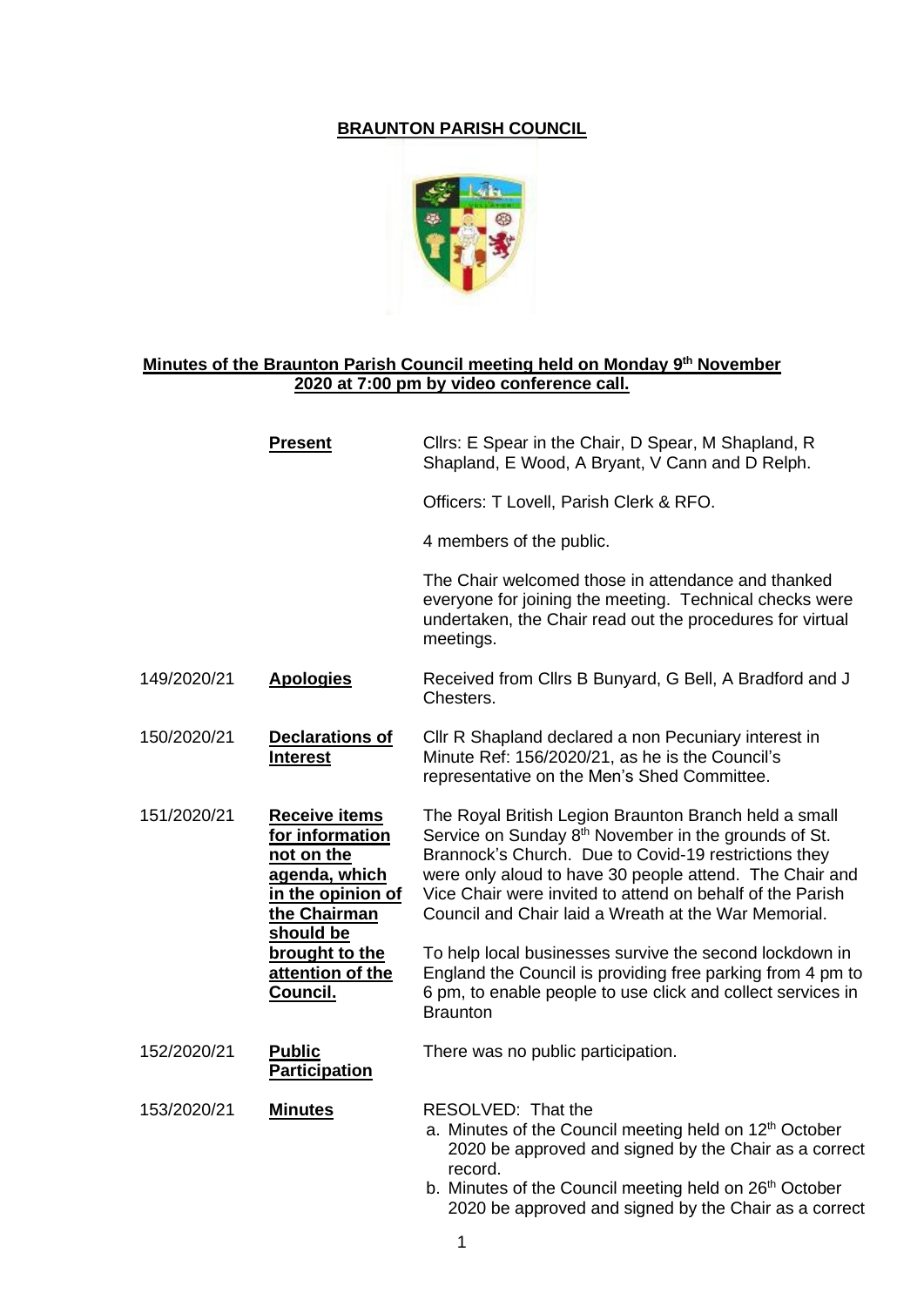# BRAUNTON PARISH COUNCIL

## Minutes of the Braunton Parish Council meeting held on Monday 9th November 2020 at 7:00 pm by video conference call.

| | | |
|---|---|---|
| | **Present** | Cllrs: E Spear in the Chair, D Spear, M Shapland, R Shapland, E Wood, A Bryant, V Cann and D Relph.<br><br>Officers: T Lovell, Parish Clerk & RFO.<br><br>4 members of the public.<br><br>The Chair welcomed those in attendance and thanked everyone for joining the meeting. Technical checks were undertaken, the Chair read out the procedures for virtual meetings. |
| 149/2020/21 | **Apologies** | Received from Cllrs B Bunyard, G Bell, A Bradford and J Chesters. |
| 150/2020/21 | **Declarations of Interest** | Cllr R Shapland declared a non Pecuniary interest in Minute Ref: 156/2020/21, as he is the Council's representative on the Men's Shed Committee. |
| 151/2020/21 | **Receive items for information not on the agenda, which in the opinion of the Chairman should be brought to the attention of the Council.** | The Royal British Legion Braunton Branch held a small Service on Sunday 8th November in the grounds of St. Brannock's Church. Due to Covid-19 restrictions they were only aloud to have 30 people attend. The Chair and Vice Chair were invited to attend on behalf of the Parish Council and Chair laid a Wreath at the War Memorial.<br><br>To help local businesses survive the second lockdown in England the Council is providing free parking from 4 pm to 6 pm, to enable people to use click and collect services in Braunton |
| 152/2020/21 | **Public Participation** | There was no public participation. |
| 153/2020/21 | **Minutes** | RESOLVED: That the<br>a. Minutes of the Council meeting held on 12th October 2020 be approved and signed by the Chair as a correct record.<br>b. Minutes of the Council meeting held on 26th October 2020 be approved and signed by the Chair as a correct |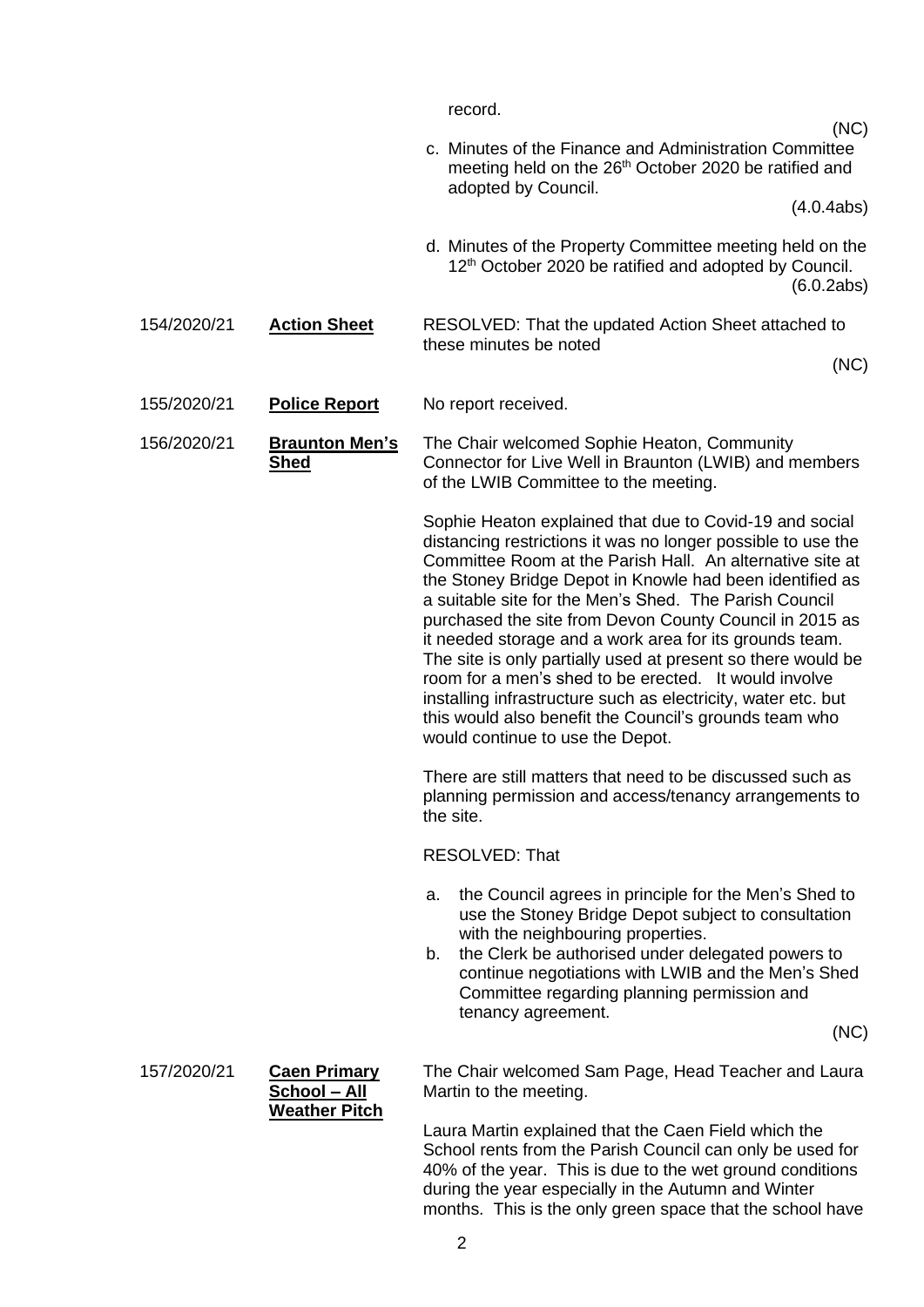record.

(NC)

c. Minutes of the Finance and Administration Committee meeting held on the 26th October 2020 be ratified and adopted by Council.

(4.0.4abs)

d. Minutes of the Property Committee meeting held on the 12th October 2020 be ratified and adopted by Council.

(6.0.2abs)

| | | |
|---|---|---|
| 154/2020/21 | **Action Sheet** | RESOLVED: That the updated Action Sheet attached to these minutes be noted (NC) |
| 155/2020/21 | **Police Report** | No report received. |

156/2020/21 **Braunton Men's Shed**

The Chair welcomed Sophie Heaton, Community Connector for Live Well in Braunton (LWIB) and members of the LWIB Committee to the meeting.

Sophie Heaton explained that due to Covid-19 and social distancing restrictions it was no longer possible to use the Committee Room at the Parish Hall. An alternative site at the Stoney Bridge Depot in Knowle had been identified as a suitable site for the Men's Shed. The Parish Council purchased the site from Devon County Council in 2015 as it needed storage and a work area for its grounds team. The site is only partially used at present so there would be room for a men's shed to be erected. It would involve installing infrastructure such as electricity, water etc. but this would also benefit the Council's grounds team who would continue to use the Depot.

There are still matters that need to be discussed such as planning permission and access/tenancy arrangements to the site.

RESOLVED: That

a. the Council agrees in principle for the Men's Shed to use the Stoney Bridge Depot subject to consultation with the neighbouring properties.
b. the Clerk be authorised under delegated powers to continue negotiations with LWIB and the Men's Shed Committee regarding planning permission and tenancy agreement.

(NC)

157/2020/21 **Caen Primary School – All Weather Pitch**

The Chair welcomed Sam Page, Head Teacher and Laura Martin to the meeting.

Laura Martin explained that the Caen Field which the School rents from the Parish Council can only be used for 40% of the year. This is due to the wet ground conditions during the year especially in the Autumn and Winter months. This is the only green space that the school have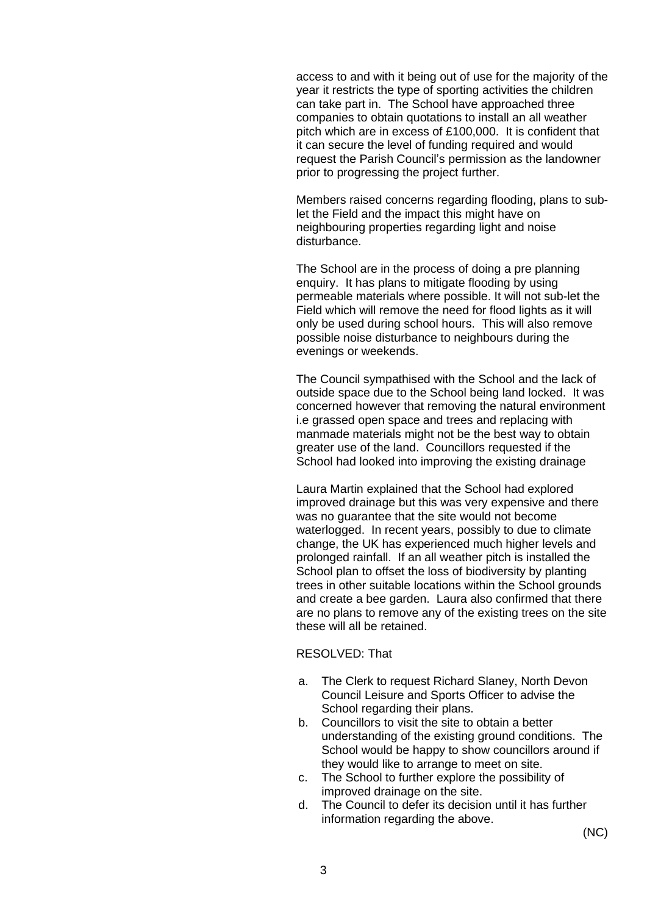access to and with it being out of use for the majority of the year it restricts the type of sporting activities the children can take part in. The School have approached three companies to obtain quotations to install an all weather pitch which are in excess of £100,000. It is confident that it can secure the level of funding required and would request the Parish Council's permission as the landowner prior to progressing the project further.

Members raised concerns regarding flooding, plans to sub-let the Field and the impact this might have on neighbouring properties regarding light and noise disturbance.

The School are in the process of doing a pre planning enquiry. It has plans to mitigate flooding by using permeable materials where possible. It will not sub-let the Field which will remove the need for flood lights as it will only be used during school hours. This will also remove possible noise disturbance to neighbours during the evenings or weekends.

The Council sympathised with the School and the lack of outside space due to the School being land locked. It was concerned however that removing the natural environment i.e grassed open space and trees and replacing with manmade materials might not be the best way to obtain greater use of the land. Councillors requested if the School had looked into improving the existing drainage

Laura Martin explained that the School had explored improved drainage but this was very expensive and there was no guarantee that the site would not become waterlogged. In recent years, possibly due to climate change, the UK has experienced much higher levels and prolonged rainfall. If an all weather pitch is installed the School plan to offset the loss of biodiversity by planting trees in other suitable locations within the School grounds and create a bee garden. Laura also confirmed that there are no plans to remove any of the existing trees on the site these will all be retained.

RESOLVED: That

a. The Clerk to request Richard Slaney, North Devon Council Leisure and Sports Officer to advise the School regarding their plans.
b. Councillors to visit the site to obtain a better understanding of the existing ground conditions. The School would be happy to show councillors around if they would like to arrange to meet on site.
c. The School to further explore the possibility of improved drainage on the site.
d. The Council to defer its decision until it has further information regarding the above.

(NC)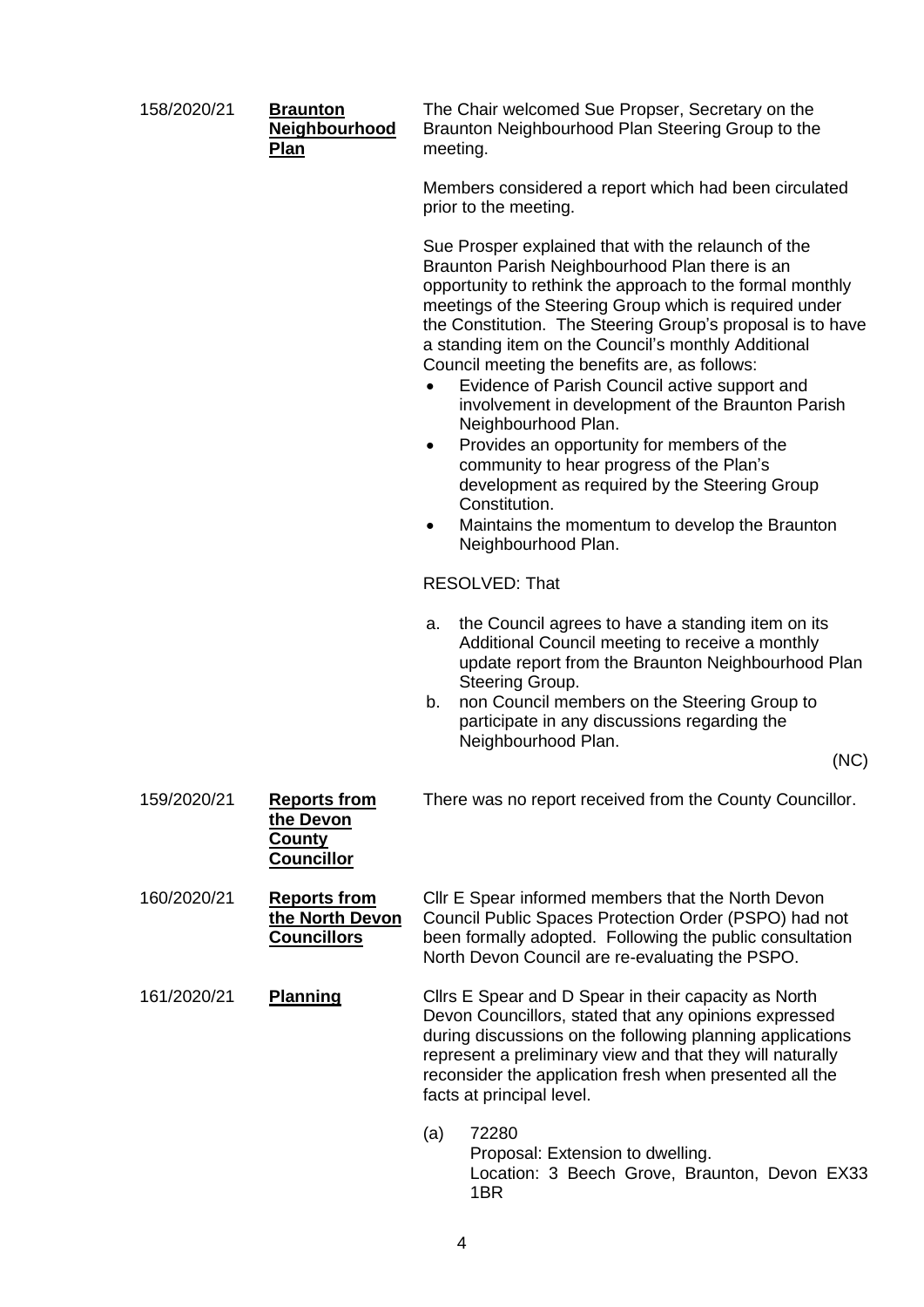**158/2020/21** **Braunton Neighbourhood Plan**

The Chair welcomed Sue Propser, Secretary on the Braunton Neighbourhood Plan Steering Group to the meeting.

Members considered a report which had been circulated prior to the meeting.

Sue Prosper explained that with the relaunch of the Braunton Parish Neighbourhood Plan there is an opportunity to rethink the approach to the formal monthly meetings of the Steering Group which is required under the Constitution. The Steering Group's proposal is to have a standing item on the Council's monthly Additional Council meeting the benefits are, as follows:

- Evidence of Parish Council active support and involvement in development of the Braunton Parish Neighbourhood Plan.
- Provides an opportunity for members of the community to hear progress of the Plan's development as required by the Steering Group Constitution.
- Maintains the momentum to develop the Braunton Neighbourhood Plan.

RESOLVED: That

a. the Council agrees to have a standing item on its Additional Council meeting to receive a monthly update report from the Braunton Neighbourhood Plan Steering Group.
b. non Council members on the Steering Group to participate in any discussions regarding the Neighbourhood Plan.

(NC)

**159/2020/21** **Reports from the Devon County Councillor**

There was no report received from the County Councillor.

**160/2020/21** **Reports from the North Devon Councillors**

Cllr E Spear informed members that the North Devon Council Public Spaces Protection Order (PSPO) had not been formally adopted. Following the public consultation North Devon Council are re-evaluating the PSPO.

**161/2020/21** **Planning**

Cllrs E Spear and D Spear in their capacity as North Devon Councillors, stated that any opinions expressed during discussions on the following planning applications represent a preliminary view and that they will naturally reconsider the application fresh when presented all the facts at principal level.

(a) 72280
Proposal: Extension to dwelling.
Location: 3 Beech Grove, Braunton, Devon EX33 1BR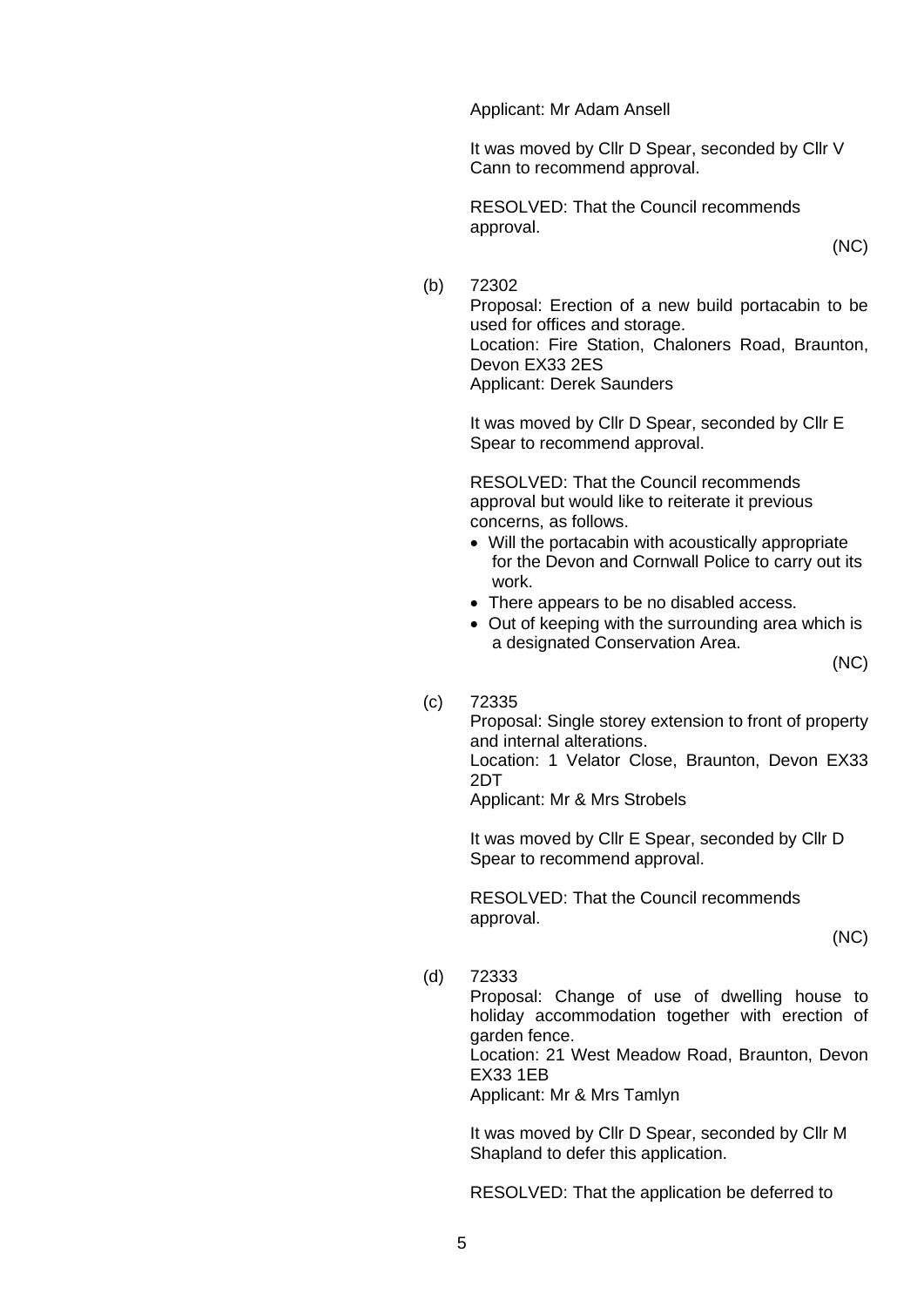Applicant: Mr Adam Ansell

It was moved by Cllr D Spear, seconded by Cllr V Cann to recommend approval.

RESOLVED: That the Council recommends approval.

(NC)

(b) 72302

Proposal: Erection of a new build portacabin to be used for offices and storage.
Location: Fire Station, Chaloners Road, Braunton, Devon EX33 2ES
Applicant: Derek Saunders

It was moved by Cllr D Spear, seconded by Cllr E Spear to recommend approval.

RESOLVED: That the Council recommends approval but would like to reiterate it previous concerns, as follows.

- Will the portacabin with acoustically appropriate for the Devon and Cornwall Police to carry out its work.
- There appears to be no disabled access.
- Out of keeping with the surrounding area which is a designated Conservation Area.

(NC)

(c) 72335

Proposal: Single storey extension to front of property and internal alterations.
Location: 1 Velator Close, Braunton, Devon EX33 2DT
Applicant: Mr & Mrs Strobels

It was moved by Cllr E Spear, seconded by Cllr D Spear to recommend approval.

RESOLVED: That the Council recommends approval.

(NC)

(d) 72333

Proposal: Change of use of dwelling house to holiday accommodation together with erection of garden fence.
Location: 21 West Meadow Road, Braunton, Devon EX33 1EB
Applicant: Mr & Mrs Tamlyn

It was moved by Cllr D Spear, seconded by Cllr M Shapland to defer this application.

RESOLVED: That the application be deferred to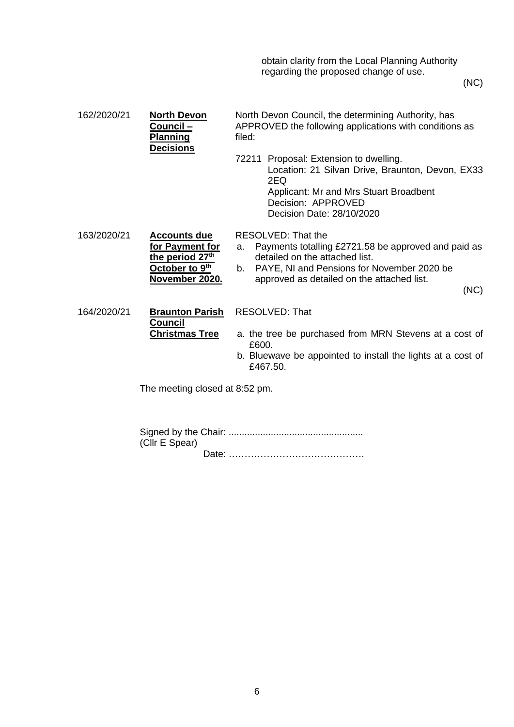obtain clarity from the Local Planning Authority regarding the proposed change of use.

(NC)

| | | |
|---|---|---|
| 162/2020/21 | **North Devon Council – Planning Decisions** | North Devon Council, the determining Authority, has APPROVED the following applications with conditions as filed:<br><br>72211 Proposal: Extension to dwelling.<br>Location: 21 Silvan Drive, Braunton, Devon, EX33 2EQ<br>Applicant: Mr and Mrs Stuart Broadbent<br>Decision: APPROVED<br>Decision Date: 28/10/2020 |
| 163/2020/21 | **Accounts due for Payment for the period 27th October to 9th November 2020.** | RESOLVED: That the<br>a. Payments totalling £2721.58 be approved and paid as detailed on the attached list.<br>b. PAYE, NI and Pensions for November 2020 be approved as detailed on the attached list.<br><br>(NC) |
| 164/2020/21 | **Braunton Parish Council Christmas Tree** | RESOLVED: That<br><br>a. the tree be purchased from MRN Stevens at a cost of £600.<br>b. Bluewave be appointed to install the lights at a cost of £467.50. |

The meeting closed at 8:52 pm.

Signed by the Chair: ...................................................
(Cllr E Spear)

Date: …………………………………….